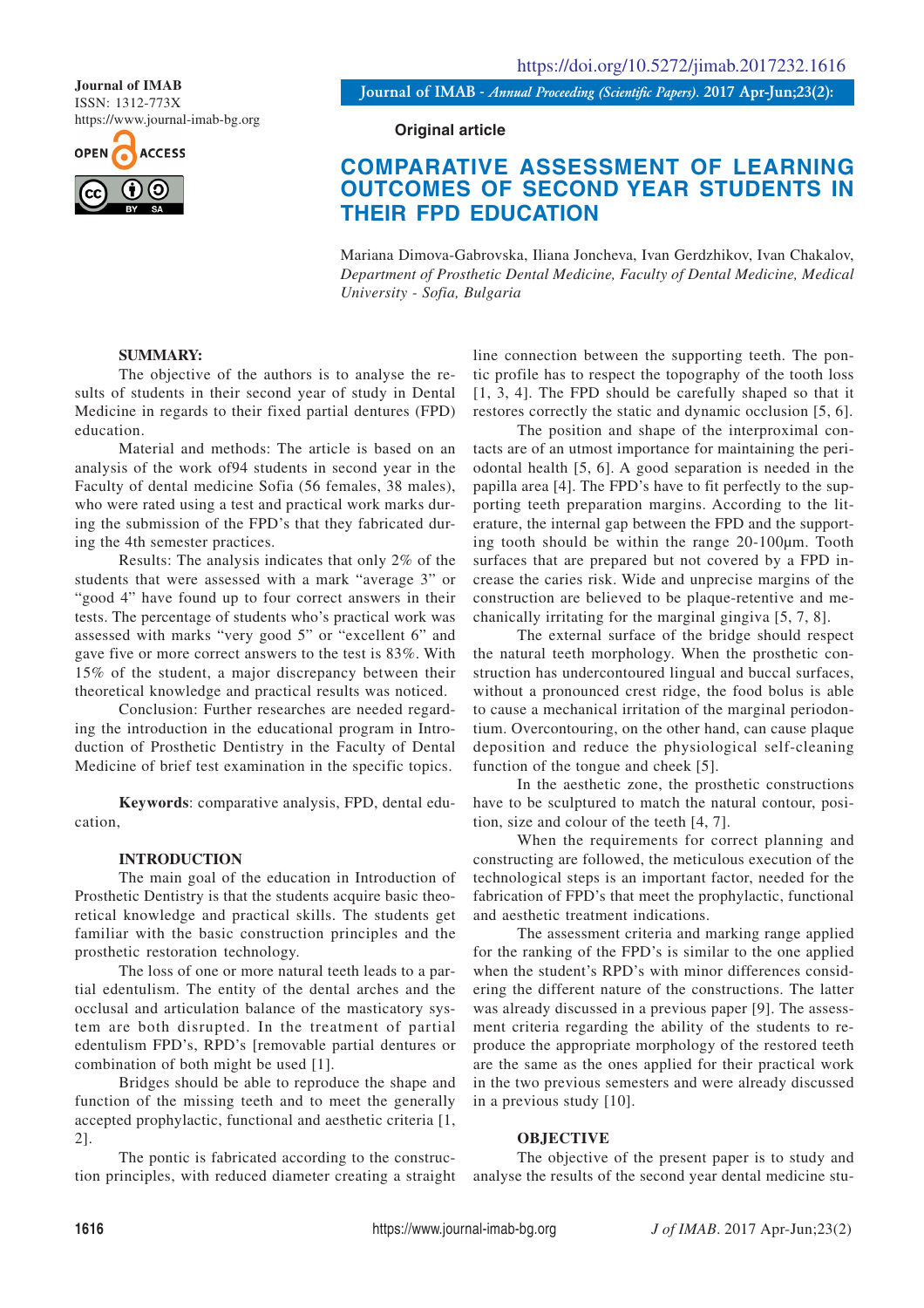Journal of IMAB
ISSN: 1312-773X
https://www.journal-imab-bg.org

https://doi.org/10.5272/jimab.2017232.1616

Original article

# COMPARATIVE ASSESSMENT OF LEARNING OUTCOMES OF SECOND YEAR STUDENTS IN THEIR FPD EDUCATION

Mariana Dimova-Gabrovska, Iliana Joncheva, Ivan Gerdzhikov, Ivan Chakalov,
*Department of Prosthetic Dental Medicine, Faculty of Dental Medicine, Medical University - Sofia, Bulgaria*

## SUMMARY:

The objective of the authors is to analyse the results of students in their second year of study in Dental Medicine in regards to their fixed partial dentures (FPD) education.

Material and methods: The article is based on an analysis of the work of94 students in second year in the Faculty of dental medicine Sofia (56 females, 38 males), who were rated using a test and practical work marks during the submission of the FPD's that they fabricated during the 4th semester practices.

Results: The analysis indicates that only 2% of the students that were assessed with a mark "average 3" or "good 4" have found up to four correct answers in their tests. The percentage of students who's practical work was assessed with marks "very good 5" or "excellent 6" and gave five or more correct answers to the test is 83%. With 15% of the student, a major discrepancy between their theoretical knowledge and practical results was noticed.

Conclusion: Further researches are needed regarding the introduction in the educational program in Introduction of Prosthetic Dentistry in the Faculty of Dental Medicine of brief test examination in the specific topics.

**Keywords**: comparative analysis, FPD, dental education,

## INTRODUCTION

The main goal of the education in Introduction of Prosthetic Dentistry is that the students acquire basic theoretical knowledge and practical skills. The students get familiar with the basic construction principles and the prosthetic restoration technology.

The loss of one or more natural teeth leads to a partial edentulism. The entity of the dental arches and the occlusal and articulation balance of the masticatory system are both disrupted. In the treatment of partial edentulism FPD's, RPD's [removable partial dentures or combination of both might be used [1].

Bridges should be able to reproduce the shape and function of the missing teeth and to meet the generally accepted prophylactic, functional and aesthetic criteria [1, 2].

The pontic is fabricated according to the construction principles, with reduced diameter creating a straight line connection between the supporting teeth. The pontic profile has to respect the topography of the tooth loss [1, 3, 4]. The FPD should be carefully shaped so that it restores correctly the static and dynamic occlusion [5, 6].

The position and shape of the interproximal contacts are of utmost importance for maintaining the periodontal health [5, 6]. A good separation is needed in the papilla area [4]. The FPD's have to fit perfectly to the supporting teeth preparation margins. According to the literature, the internal gap between the FPD and the supporting tooth should be within the range 20-100µm. Tooth surfaces that are prepared but not covered by a FPD increase the caries risk. Wide and unprecise margins of the construction are believed to be plaque-retentive and mechanically irritating for the marginal gingiva [5, 7, 8].

The external surface of the bridge should respect the natural teeth morphology. When the prosthetic construction has undercontoured lingual and buccal surfaces, without a pronounced crest ridge, the food bolus is able to cause a mechanical irritation of the marginal periodontium. Overcontouring, on the other hand, can cause plaque deposition and reduce the physiological self-cleaning function of the tongue and cheek [5].

In the aesthetic zone, the prosthetic constructions have to be sculptured to match the natural contour, position, size and colour of the teeth [4, 7].

When the requirements for correct planning and constructing are followed, the meticulous execution of the technological steps is an important factor, needed for the fabrication of FPD's that meet the prophylactic, functional and aesthetic treatment indications.

The assessment criteria and marking range applied for the ranking of the FPD's is similar to the one applied when the student's RPD's with minor differences considering the different nature of the constructions. The latter was already discussed in a previous paper [9]. The assessment criteria regarding the ability of the students to reproduce the appropriate morphology of the restored teeth are the same as the ones applied for their practical work in the two previous semesters and were already discussed in a previous study [10].

## OBJECTIVE

The objective of the present paper is to study and analyse the results of the second year dental medicine stu-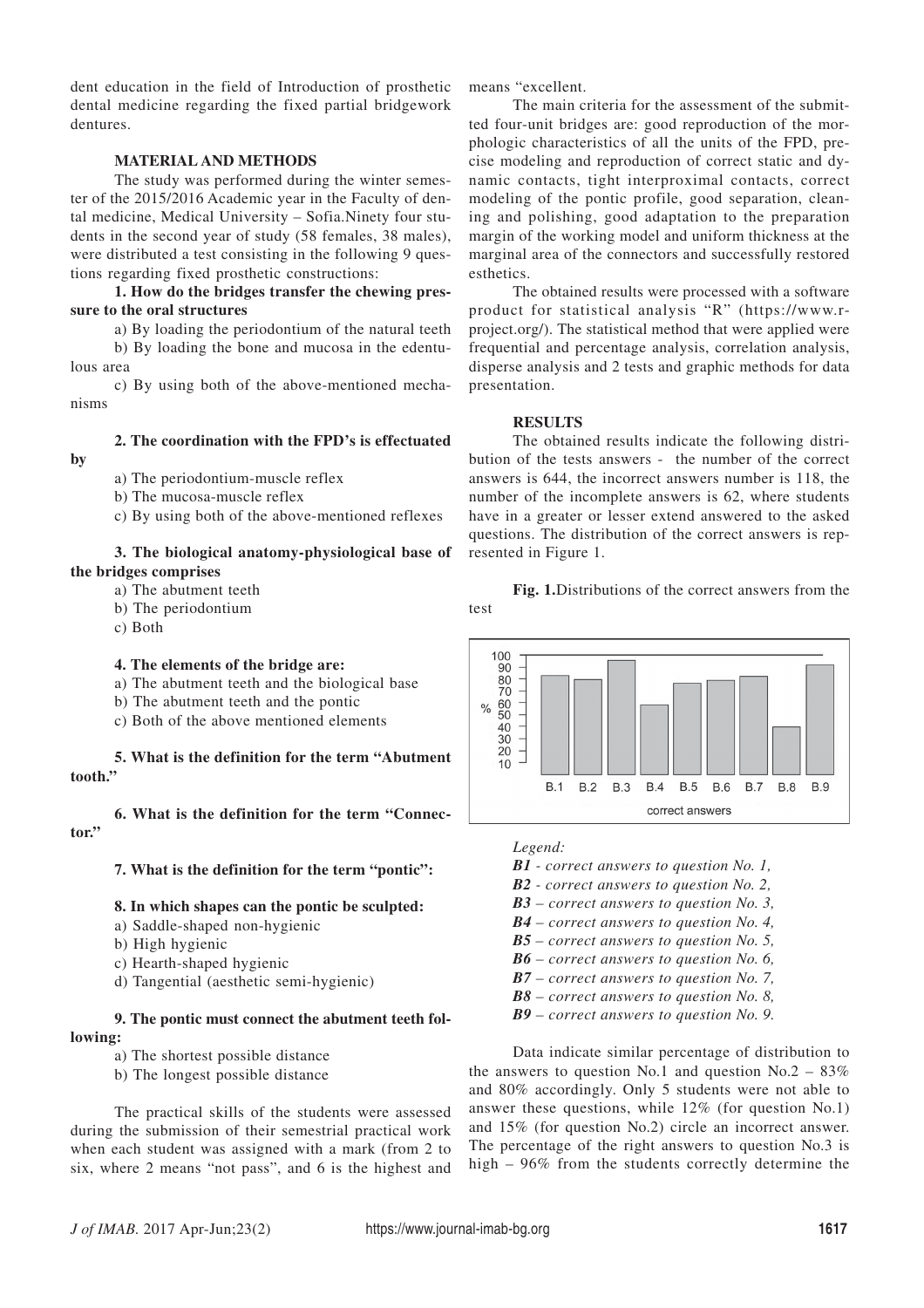dent education in the field of Introduction of prosthetic dental medicine regarding the fixed partial bridgework dentures.

## MATERIAL AND METHODS

The study was performed during the winter semester of the 2015/2016 Academic year in the Faculty of dental medicine, Medical University – Sofia.Ninety four students in the second year of study (58 females, 38 males), were distributed a test consisting in the following 9 questions regarding fixed prosthetic constructions:

**1. How do the bridges transfer the chewing pressure to the oral structures**

a) By loading the periodontium of the natural teeth

b) By loading the bone and mucosa in the edentulous area

c) By using both of the above-mentioned mechanisms

**2. The coordination with the FPD's is effectuated by**

a) The periodontium-muscle reflex

b) The mucosa-muscle reflex

c) By using both of the above-mentioned reflexes

**3. The biological anatomy-physiological base of the bridges comprises**

a) The abutment teeth

b) The periodontium

c) Both

**4. The elements of the bridge are:**

a) The abutment teeth and the biological base

b) The abutment teeth and the pontic

c) Both of the above mentioned elements

**5. What is the definition for the term "Abutment tooth."**

**6. What is the definition for the term "Connector."**

**7. What is the definition for the term "pontic":**

**8. In which shapes can the pontic be sculpted:**

a) Saddle-shaped non-hygienic

b) High hygienic

c) Hearth-shaped hygienic

d) Tangential (aesthetic semi-hygienic)

**9. The pontic must connect the abutment teeth following:**

a) The shortest possible distance

b) The longest possible distance

The practical skills of the students were assessed during the submission of their semestrial practical work when each student was assigned with a mark (from 2 to six, where 2 means "not pass", and 6 is the highest and means "excellent.

The main criteria for the assessment of the submitted four-unit bridges are: good reproduction of the morphologic characteristics of all the units of the FPD, precise modeling and reproduction of correct static and dynamic contacts, tight interproximal contacts, correct modeling of the pontic profile, good separation, cleaning and polishing, good adaptation to the preparation margin of the working model and uniform thickness at the marginal area of the connectors and successfully restored esthetics.

The obtained results were processed with a software product for statistical analysis "R" (https://www.r-project.org/). The statistical method that were applied were frequential and percentage analysis, correlation analysis, disperse analysis and 2 tests and graphic methods for data presentation.

## RESULTS

The obtained results indicate the following distribution of the tests answers - the number of the correct answers is 644, the incorrect answers number is 118, the number of the incomplete answers is 62, where students have in a greater or lesser extend answered to the asked questions. The distribution of the correct answers is represented in Figure 1.

**Fig. 1.**Distributions of the correct answers from the test

*Legend:*

***B1** - correct answers to question No. 1,*

***B2** - correct answers to question No. 2,*

***B3** – correct answers to question No. 3,*

***B4** – correct answers to question No. 4,*

***B5** – correct answers to question No. 5,*

***B6** – correct answers to question No. 6,*

***B7** – correct answers to question No. 7,*

***B8** – correct answers to question No. 8,*

***B9** – correct answers to question No. 9.*

Data indicate similar percentage of distribution to the answers to question No.1 and question No.2 – 83% and 80% accordingly. Only 5 students were not able to answer these questions, while 12% (for question No.1) and 15% (for question No.2) circle an incorrect answer. The percentage of the right answers to question No.3 is high – 96% from the students correctly determine the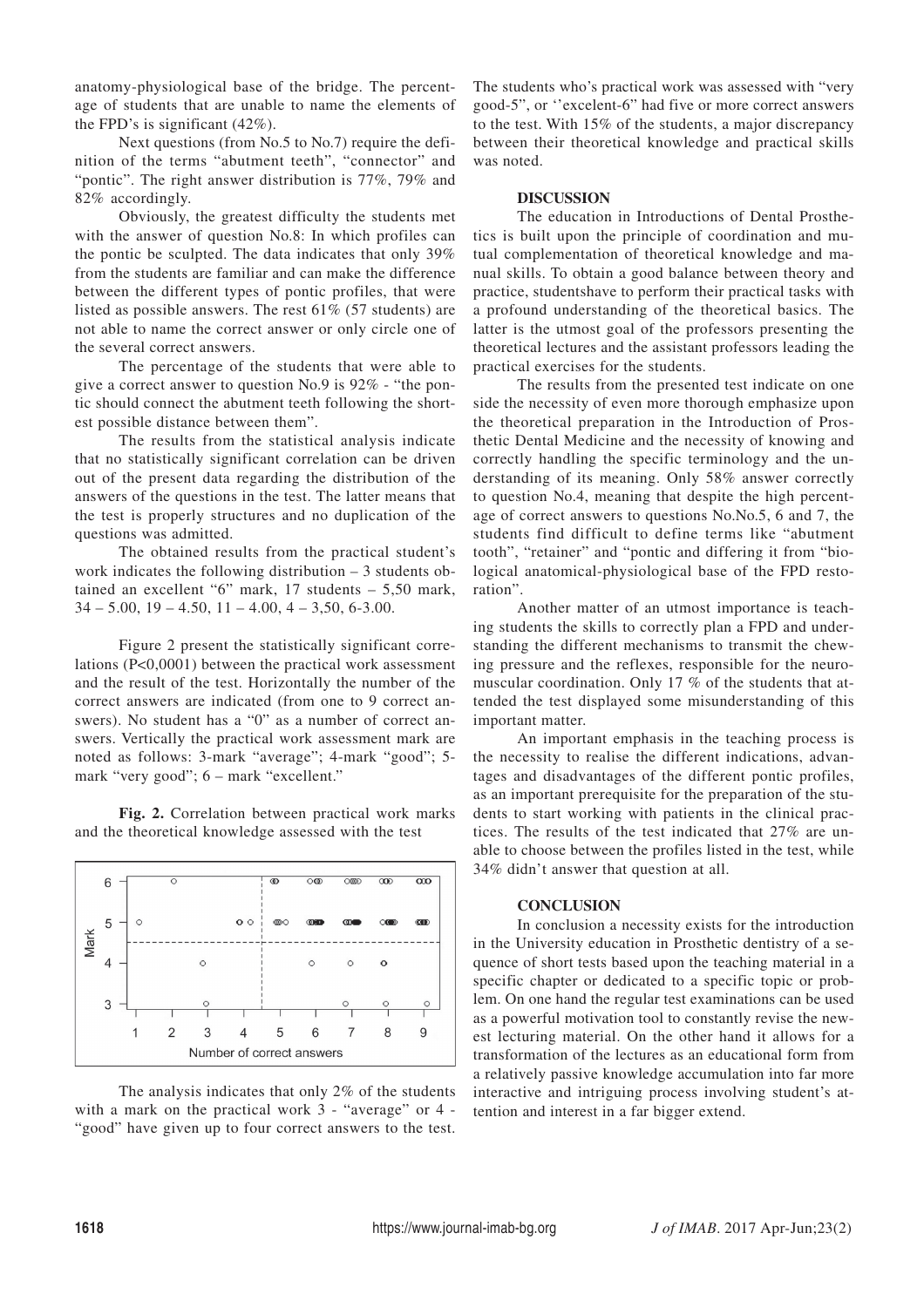anatomy-physiological base of the bridge. The percentage of students that are unable to name the elements of the FPD's is significant (42%).

Next questions (from No.5 to No.7) require the definition of the terms "abutment teeth", "connector" and "pontic". The right answer distribution is 77%, 79% and 82% accordingly.

Obviously, the greatest difficulty the students met with the answer of question No.8: In which profiles can the pontic be sculpted. The data indicates that only 39% from the students are familiar and can make the difference between the different types of pontic profiles, that were listed as possible answers. The rest 61% (57 students) are not able to name the correct answer or only circle one of the several correct answers.

The percentage of the students that were able to give a correct answer to question No.9 is 92% - "the pontic should connect the abutment teeth following the shortest possible distance between them".

The results from the statistical analysis indicate that no statistically significant correlation can be driven out of the present data regarding the distribution of the answers of the questions in the test. The latter means that the test is properly structures and no duplication of the questions was admitted.

The obtained results from the practical student's work indicates the following distribution – 3 students obtained an excellent "6" mark, 17 students – 5,50 mark, 34 – 5.00, 19 – 4.50, 11 – 4.00, 4 – 3,50, 6-3.00.

Figure 2 present the statistically significant correlations (P<0,0001) between the practical work assessment and the result of the test. Horizontally the number of the correct answers are indicated (from one to 9 correct answers). No student has a "0" as a number of correct answers. Vertically the practical work assessment mark are noted as follows: 3-mark "average"; 4-mark "good"; 5-mark "very good"; 6 – mark "excellent."

**Fig. 2.** Correlation between practical work marks and the theoretical knowledge assessed with the test

The analysis indicates that only 2% of the students with a mark on the practical work 3 - "average" or 4 - "good" have given up to four correct answers to the test. The students who's practical work was assessed with "very good-5", or ''excelent-6" had five or more correct answers to the test. With 15% of the students, a major discrepancy between their theoretical knowledge and practical skills was noted.

## DISCUSSION

The education in Introductions of Dental Prosthetics is built upon the principle of coordination and mutual complementation of theoretical knowledge and manual skills. To obtain a good balance between theory and practice, studentshave to perform their practical tasks with a profound understanding of the theoretical basics. The latter is the utmost goal of the professors presenting the theoretical lectures and the assistant professors leading the practical exercises for the students.

The results from the presented test indicate on one side the necessity of even more thorough emphasize upon the theoretical preparation in the Introduction of Prosthetic Dental Medicine and the necessity of knowing and correctly handling the specific terminology and the understanding of its meaning. Only 58% answer correctly to question No.4, meaning that despite the high percentage of correct answers to questions No.No.5, 6 and 7, the students find difficult to define terms like "abutment tooth", "retainer" and "pontic and differing it from "biological anatomical-physiological base of the FPD restoration".

Another matter of an utmost importance is teaching students the skills to correctly plan a FPD and understanding the different mechanisms to transmit the chewing pressure and the reflexes, responsible for the neuromuscular coordination. Only 17 % of the students that attended the test displayed some misunderstanding of this important matter.

An important emphasis in the teaching process is the necessity to realise the different indications, advantages and disadvantages of the different pontic profiles, as an important prerequisite for the preparation of the students to start working with patients in the clinical practices. The results of the test indicated that 27% are unable to choose between the profiles listed in the test, while 34% didn't answer that question at all.

## CONCLUSION

In conclusion a necessity exists for the introduction in the University education in Prosthetic dentistry of a sequence of short tests based upon the teaching material in a specific chapter or dedicated to a specific topic or problem. On one hand the regular test examinations can be used as a powerful motivation tool to constantly revise the newest lecturing material. On the other hand it allows for a transformation of the lectures as an educational form from a relatively passive knowledge accumulation into far more interactive and intriguing process involving student's attention and interest in a far bigger extend.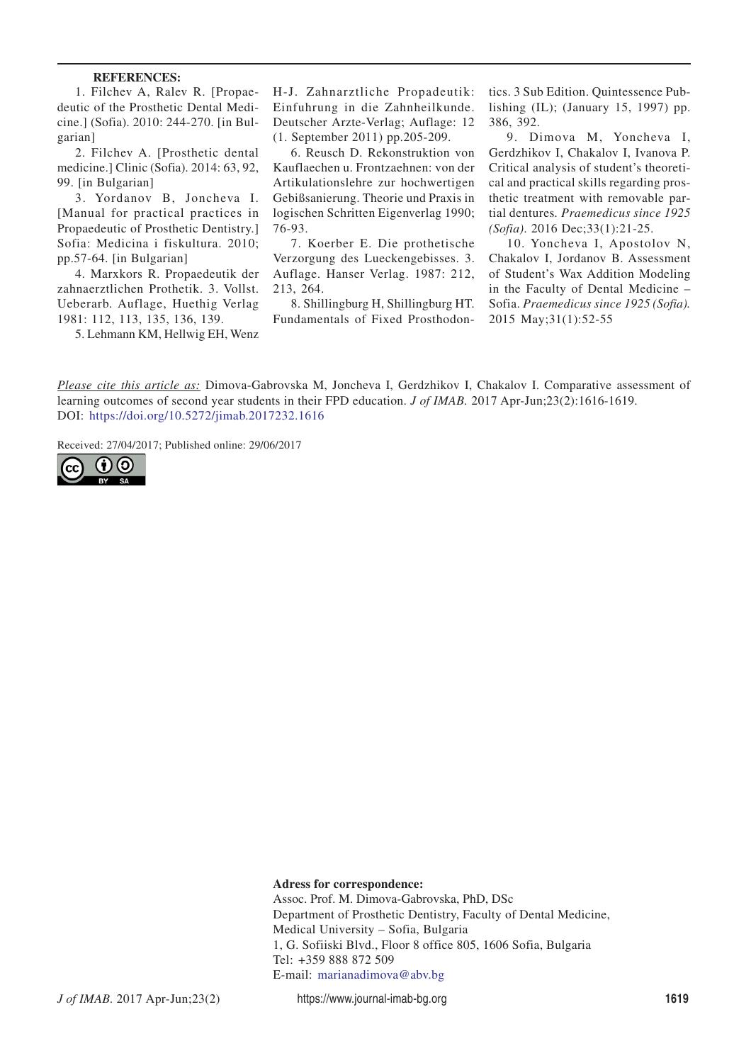**REFERENCES:**

1. Filchev A, Ralev R. [Propaedeutic of the Prosthetic Dental Medicine.] (Sofia). 2010: 244-270. [in Bulgarian]
2. Filchev A. [Prosthetic dental medicine.] Clinic (Sofia). 2014: 63, 92, 99. [in Bulgarian]
3. Yordanov B, Joncheva I. [Manual for practical practices in Propaedeutic of Prosthetic Dentistry.] Sofia: Medicina i fiskultura. 2010; pp.57-64. [in Bulgarian]
4. Marxkors R. Propaedeutik der zahnaerztlichen Prothetik. 3. Vollst. Ueberarb. Auflage, Huethig Verlag 1981: 112, 113, 135, 136, 139.
5. Lehmann KM, Hellwig EH, Wenz H-J. Zahnarztliche Propadeutik: Einfuhrung in die Zahnheilkunde. Deutscher Arzte-Verlag; Auflage: 12 (1. September 2011) pp.205-209.
6. Reusch D. Rekonstruktion von Kauflaechen u. Frontzaehnen: von der Artikulationslehre zur hochwertigen Gebißsanierung. Theorie und Praxis in logischen Schritten Eigenverlag 1990; 76-93.
7. Koerber E. Die prothetische Verzorgung des Lueckengebisses. 3. Auflage. Hanser Verlag. 1987: 212, 213, 264.
8. Shillingburg H, Shillingburg HT. Fundamentals of Fixed Prosthodontics. 3 Sub Edition. Quintessence Publishing (IL); (January 15, 1997) pp. 386, 392.
9. Dimova M, Yoncheva I, Gerdzhikov I, Chakalov I, Ivanova P. Critical analysis of student's theoretical and practical skills regarding prosthetic treatment with removable partial dentures. *Praemedicus since 1925 (Sofia)*. 2016 Dec;33(1):21-25.
10. Yoncheva I, Apostolov N, Chakalov I, Jordanov B. Assessment of Student's Wax Addition Modeling in the Faculty of Dental Medicine – Sofia. *Praemedicus since 1925 (Sofia).* 2015 May;31(1):52-55

*Please cite this article as:* Dimova-Gabrovska M, Joncheva I, Gerdzhikov I, Chakalov I. Comparative assessment of learning outcomes of second year students in their FPD education. *J of IMAB.* 2017 Apr-Jun;23(2):1616-1619.
DOI: https://doi.org/10.5272/jimab.2017232.1616

Received: 27/04/2017; Published online: 29/06/2017

**Adress for correspondence:**
Assoc. Prof. M. Dimova-Gabrovska, PhD, DSc
Department of Prosthetic Dentistry, Faculty of Dental Medicine,
Medical University – Sofia, Bulgaria
1, G. Sofiiski Blvd., Floor 8 office 805, 1606 Sofia, Bulgaria
Tel: +359 888 872 509
E-mail: marianadimova@abv.bg